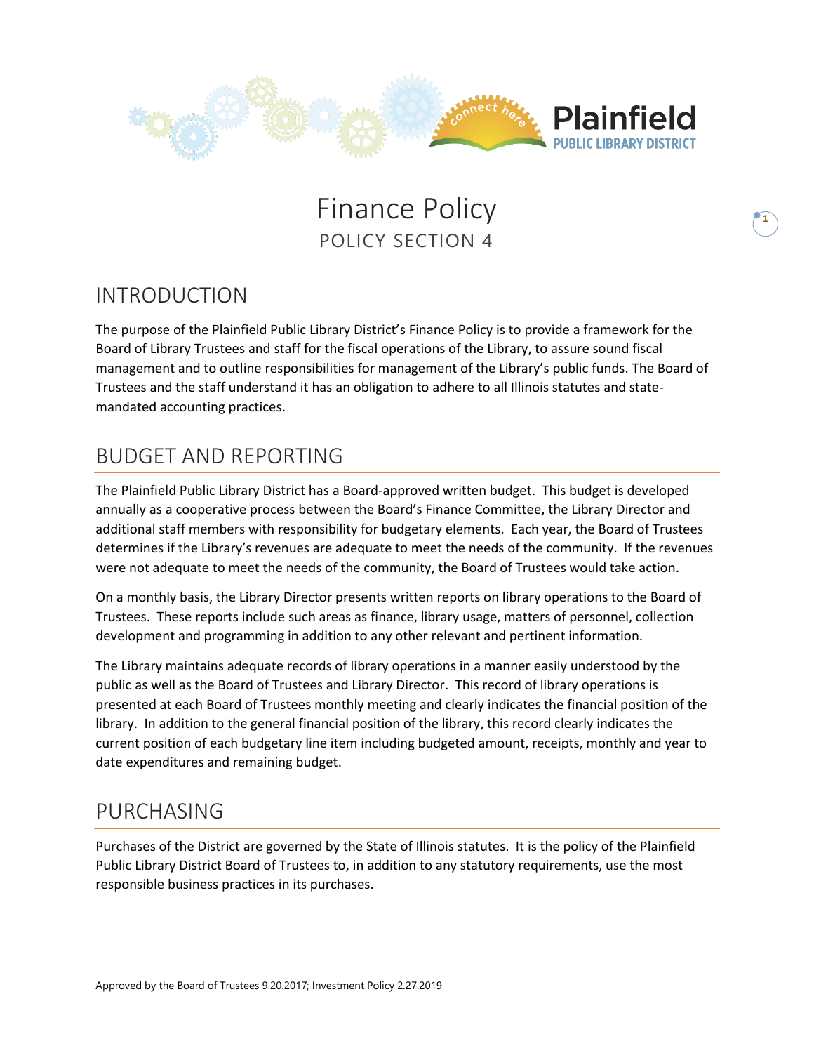# Finance Policy

POLICY SECTION 4

## INTRODUCTION

The purpose of the Plainfield Public Library District's Finance Policy is to provide a framework for the Board of Library Trustees and staff for the fiscal operations of the Library, to assure sound fiscal management and to outline responsibilities for management of the Library's public funds. The Board of Trustees and the staff understand it has an obligation to adhere to all Illinois statutes and state-mandated accounting practices.

## BUDGET AND REPORTING

The Plainfield Public Library District has a Board-approved written budget. This budget is developed annually as a cooperative process between the Board's Finance Committee, the Library Director and additional staff members with responsibility for budgetary elements. Each year, the Board of Trustees determines if the Library's revenues are adequate to meet the needs of the community. If the revenues were not adequate to meet the needs of the community, the Board of Trustees would take action.

On a monthly basis, the Library Director presents written reports on library operations to the Board of Trustees. These reports include such areas as finance, library usage, matters of personnel, collection development and programming in addition to any other relevant and pertinent information.

The Library maintains adequate records of library operations in a manner easily understood by the public as well as the Board of Trustees and Library Director. This record of library operations is presented at each Board of Trustees monthly meeting and clearly indicates the financial position of the library. In addition to the general financial position of the library, this record clearly indicates the current position of each budgetary line item including budgeted amount, receipts, monthly and year to date expenditures and remaining budget.

## PURCHASING

Purchases of the District are governed by the State of Illinois statutes. It is the policy of the Plainfield Public Library District Board of Trustees to, in addition to any statutory requirements, use the most responsible business practices in its purchases.

Approved by the Board of Trustees 9.20.2017; Investment Policy 2.27.2019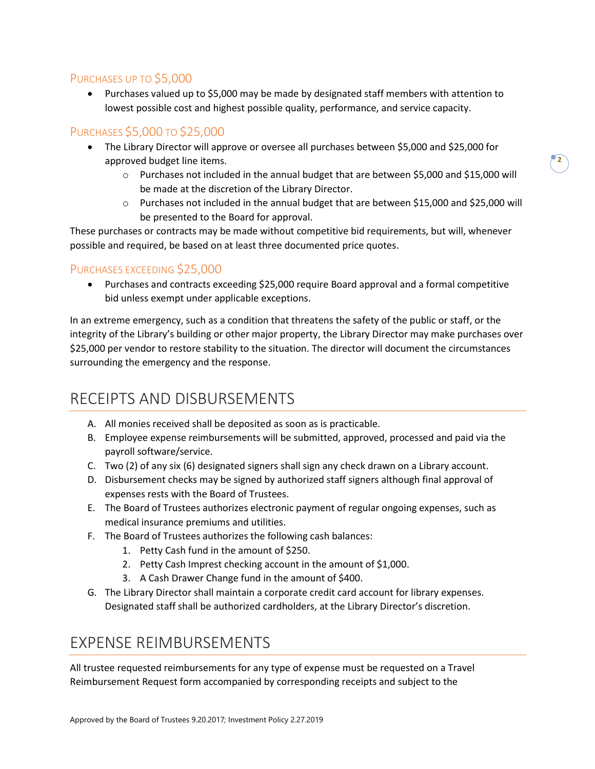### Purchases up to $5,000

- Purchases valued up to $5,000 may be made by designated staff members with attention to lowest possible cost and highest possible quality, performance, and service capacity.

### Purchases $5,000 to $25,000

- The Library Director will approve or oversee all purchases between $5,000 and $25,000 for approved budget line items.
    - Purchases not included in the annual budget that are between $5,000 and $15,000 will be made at the discretion of the Library Director.
    - Purchases not included in the annual budget that are between $15,000 and $25,000 will be presented to the Board for approval.

These purchases or contracts may be made without competitive bid requirements, but will, whenever possible and required, be based on at least three documented price quotes.

### Purchases exceeding $25,000

- Purchases and contracts exceeding $25,000 require Board approval and a formal competitive bid unless exempt under applicable exceptions.

In an extreme emergency, such as a condition that threatens the safety of the public or staff, or the integrity of the Library's building or other major property, the Library Director may make purchases over $25,000 per vendor to restore stability to the situation. The director will document the circumstances surrounding the emergency and the response.

## RECEIPTS AND DISBURSEMENTS

A. All monies received shall be deposited as soon as is practicable.
B. Employee expense reimbursements will be submitted, approved, processed and paid via the payroll software/service.
C. Two (2) of any six (6) designated signers shall sign any check drawn on a Library account.
D. Disbursement checks may be signed by authorized staff signers although final approval of expenses rests with the Board of Trustees.
E. The Board of Trustees authorizes electronic payment of regular ongoing expenses, such as medical insurance premiums and utilities.
F. The Board of Trustees authorizes the following cash balances:
    1. Petty Cash fund in the amount of $250.
    2. Petty Cash Imprest checking account in the amount of $1,000.
    3. A Cash Drawer Change fund in the amount of $400.
G. The Library Director shall maintain a corporate credit card account for library expenses. Designated staff shall be authorized cardholders, at the Library Director's discretion.

## EXPENSE REIMBURSEMENTS

All trustee requested reimbursements for any type of expense must be requested on a Travel Reimbursement Request form accompanied by corresponding receipts and subject to the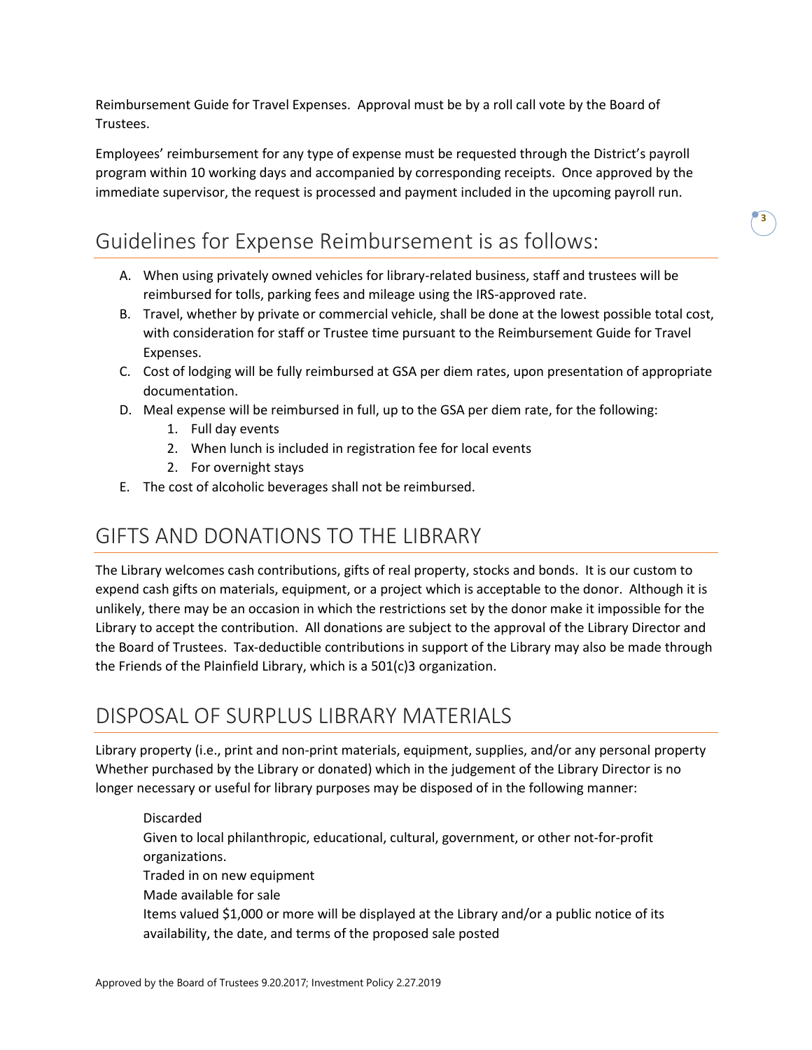Reimbursement Guide for Travel Expenses. Approval must be by a roll call vote by the Board of Trustees.

Employees' reimbursement for any type of expense must be requested through the District's payroll program within 10 working days and accompanied by corresponding receipts. Once approved by the immediate supervisor, the request is processed and payment included in the upcoming payroll run.

## Guidelines for Expense Reimbursement is as follows:

A. When using privately owned vehicles for library-related business, staff and trustees will be reimbursed for tolls, parking fees and mileage using the IRS-approved rate.
B. Travel, whether by private or commercial vehicle, shall be done at the lowest possible total cost, with consideration for staff or Trustee time pursuant to the Reimbursement Guide for Travel Expenses.
C. Cost of lodging will be fully reimbursed at GSA per diem rates, upon presentation of appropriate documentation.
D. Meal expense will be reimbursed in full, up to the GSA per diem rate, for the following:
    1. Full day events
    2. When lunch is included in registration fee for local events
    2. For overnight stays
E. The cost of alcoholic beverages shall not be reimbursed.

## GIFTS AND DONATIONS TO THE LIBRARY

The Library welcomes cash contributions, gifts of real property, stocks and bonds. It is our custom to expend cash gifts on materials, equipment, or a project which is acceptable to the donor. Although it is unlikely, there may be an occasion in which the restrictions set by the donor make it impossible for the Library to accept the contribution. All donations are subject to the approval of the Library Director and the Board of Trustees. Tax-deductible contributions in support of the Library may also be made through the Friends of the Plainfield Library, which is a 501(c)3 organization.

## DISPOSAL OF SURPLUS LIBRARY MATERIALS

Library property (i.e., print and non-print materials, equipment, supplies, and/or any personal property Whether purchased by the Library or donated) which in the judgement of the Library Director is no longer necessary or useful for library purposes may be disposed of in the following manner:

Discarded
Given to local philanthropic, educational, cultural, government, or other not-for-profit organizations.
Traded in on new equipment
Made available for sale
Items valued $1,000 or more will be displayed at the Library and/or a public notice of its availability, the date, and terms of the proposed sale posted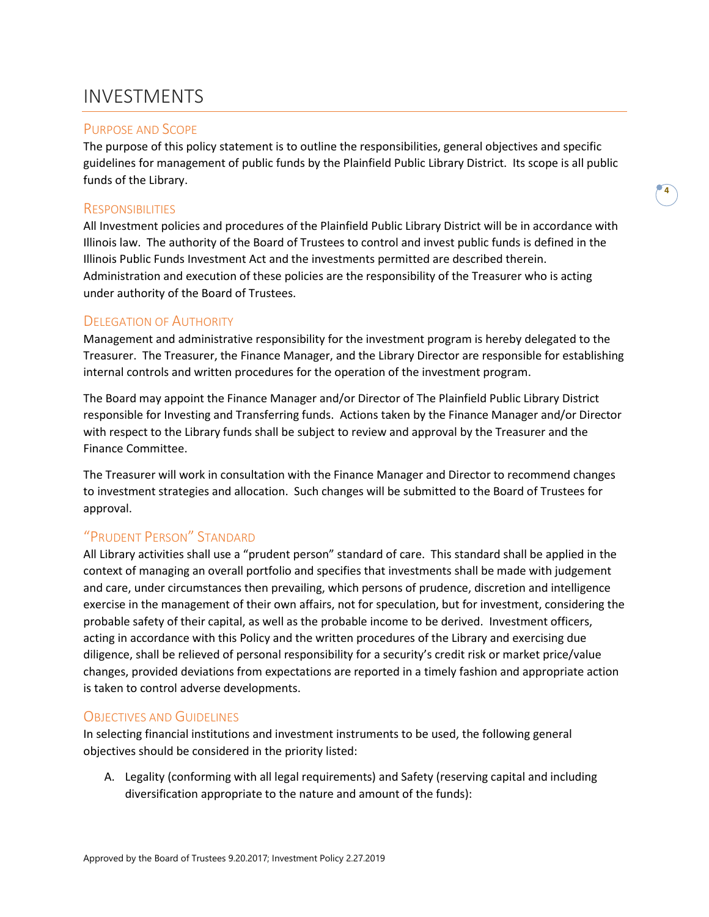# INVESTMENTS

## Purpose and Scope

The purpose of this policy statement is to outline the responsibilities, general objectives and specific guidelines for management of public funds by the Plainfield Public Library District. Its scope is all public funds of the Library.

## Responsibilities

All Investment policies and procedures of the Plainfield Public Library District will be in accordance with Illinois law. The authority of the Board of Trustees to control and invest public funds is defined in the Illinois Public Funds Investment Act and the investments permitted are described therein. Administration and execution of these policies are the responsibility of the Treasurer who is acting under authority of the Board of Trustees.

## Delegation of Authority

Management and administrative responsibility for the investment program is hereby delegated to the Treasurer. The Treasurer, the Finance Manager, and the Library Director are responsible for establishing internal controls and written procedures for the operation of the investment program.

The Board may appoint the Finance Manager and/or Director of The Plainfield Public Library District responsible for Investing and Transferring funds. Actions taken by the Finance Manager and/or Director with respect to the Library funds shall be subject to review and approval by the Treasurer and the Finance Committee.

The Treasurer will work in consultation with the Finance Manager and Director to recommend changes to investment strategies and allocation. Such changes will be submitted to the Board of Trustees for approval.

## "Prudent Person" Standard

All Library activities shall use a "prudent person" standard of care. This standard shall be applied in the context of managing an overall portfolio and specifies that investments shall be made with judgement and care, under circumstances then prevailing, which persons of prudence, discretion and intelligence exercise in the management of their own affairs, not for speculation, but for investment, considering the probable safety of their capital, as well as the probable income to be derived. Investment officers, acting in accordance with this Policy and the written procedures of the Library and exercising due diligence, shall be relieved of personal responsibility for a security's credit risk or market price/value changes, provided deviations from expectations are reported in a timely fashion and appropriate action is taken to control adverse developments.

## Objectives and Guidelines

In selecting financial institutions and investment instruments to be used, the following general objectives should be considered in the priority listed:

A. Legality (conforming with all legal requirements) and Safety (reserving capital and including diversification appropriate to the nature and amount of the funds):

Approved by the Board of Trustees 9.20.2017; Investment Policy 2.27.2019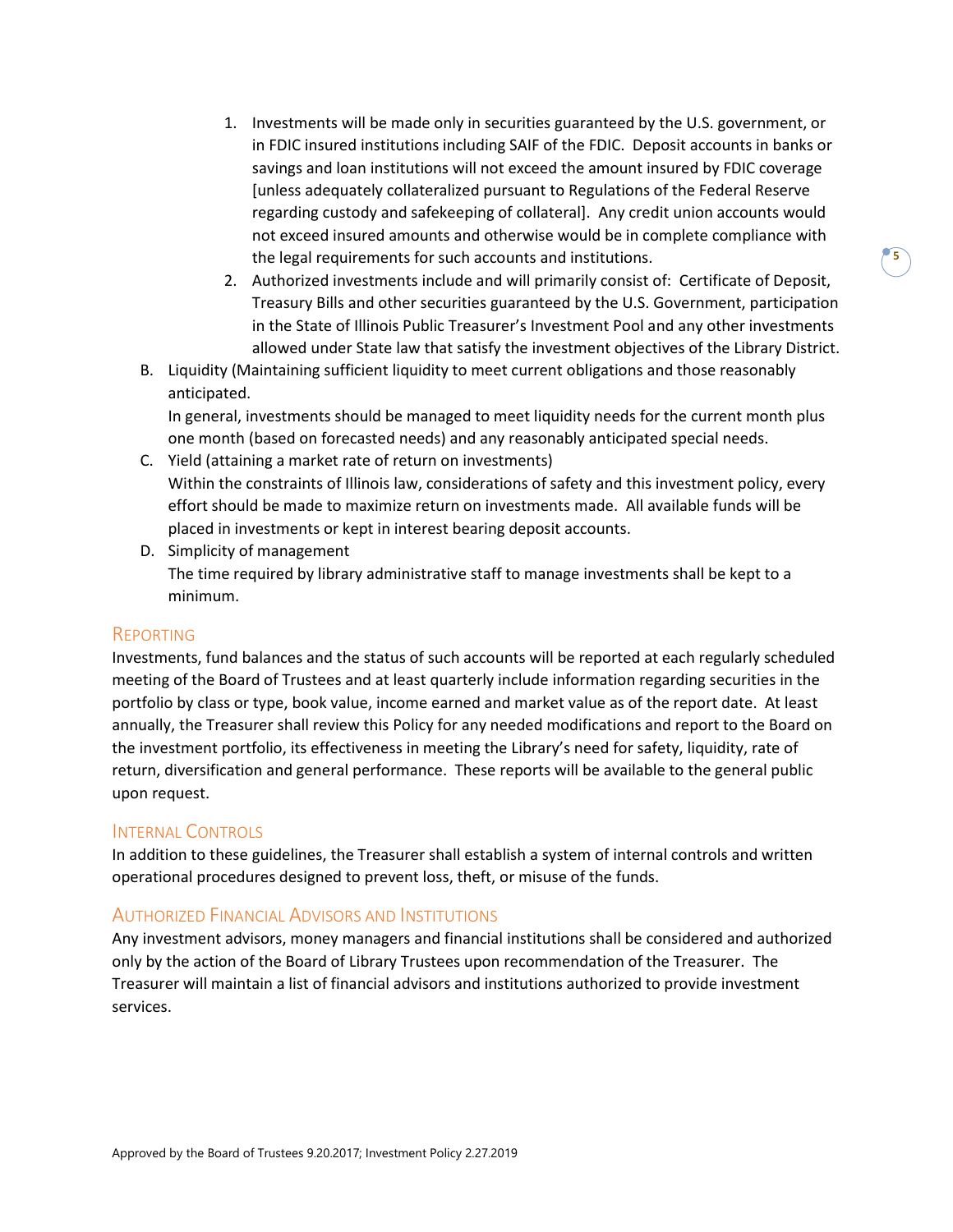1. Investments will be made only in securities guaranteed by the U.S. government, or in FDIC insured institutions including SAIF of the FDIC. Deposit accounts in banks or savings and loan institutions will not exceed the amount insured by FDIC coverage [unless adequately collateralized pursuant to Regulations of the Federal Reserve regarding custody and safekeeping of collateral]. Any credit union accounts would not exceed insured amounts and otherwise would be in complete compliance with the legal requirements for such accounts and institutions.
2. Authorized investments include and will primarily consist of: Certificate of Deposit, Treasury Bills and other securities guaranteed by the U.S. Government, participation in the State of Illinois Public Treasurer's Investment Pool and any other investments allowed under State law that satisfy the investment objectives of the Library District.

B. Liquidity (Maintaining sufficient liquidity to meet current obligations and those reasonably anticipated.
In general, investments should be managed to meet liquidity needs for the current month plus one month (based on forecasted needs) and any reasonably anticipated special needs.

C. Yield (attaining a market rate of return on investments)
Within the constraints of Illinois law, considerations of safety and this investment policy, every effort should be made to maximize return on investments made. All available funds will be placed in investments or kept in interest bearing deposit accounts.

D. Simplicity of management
The time required by library administrative staff to manage investments shall be kept to a minimum.

## Reporting

Investments, fund balances and the status of such accounts will be reported at each regularly scheduled meeting of the Board of Trustees and at least quarterly include information regarding securities in the portfolio by class or type, book value, income earned and market value as of the report date. At least annually, the Treasurer shall review this Policy for any needed modifications and report to the Board on the investment portfolio, its effectiveness in meeting the Library's need for safety, liquidity, rate of return, diversification and general performance. These reports will be available to the general public upon request.

## Internal Controls

In addition to these guidelines, the Treasurer shall establish a system of internal controls and written operational procedures designed to prevent loss, theft, or misuse of the funds.

## Authorized Financial Advisors and Institutions

Any investment advisors, money managers and financial institutions shall be considered and authorized only by the action of the Board of Library Trustees upon recommendation of the Treasurer. The Treasurer will maintain a list of financial advisors and institutions authorized to provide investment services.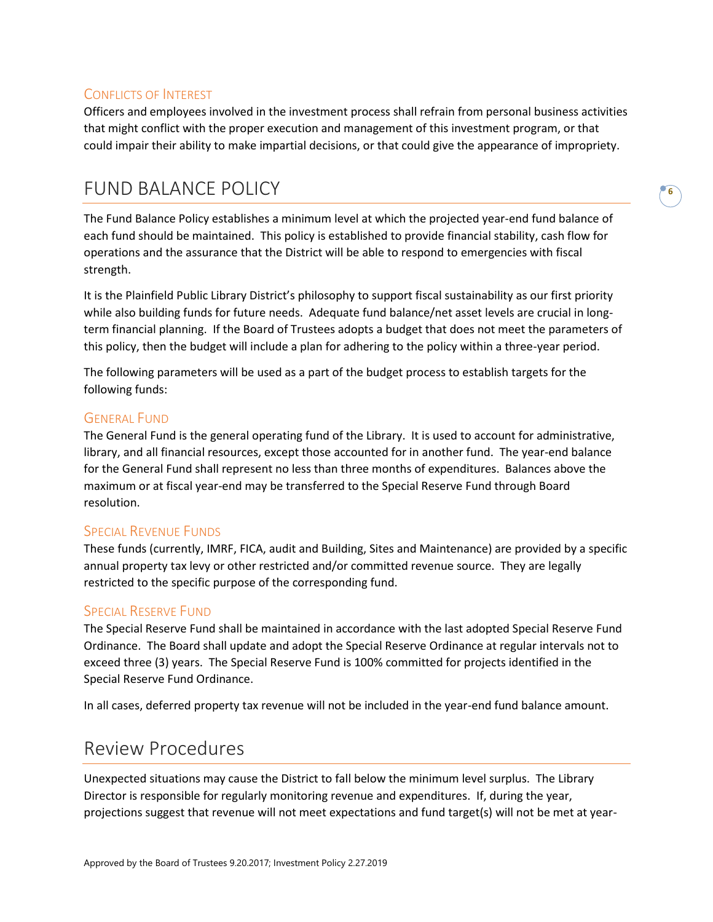### Conflicts of Interest

Officers and employees involved in the investment process shall refrain from personal business activities that might conflict with the proper execution and management of this investment program, or that could impair their ability to make impartial decisions, or that could give the appearance of impropriety.

## FUND BALANCE POLICY

The Fund Balance Policy establishes a minimum level at which the projected year-end fund balance of each fund should be maintained. This policy is established to provide financial stability, cash flow for operations and the assurance that the District will be able to respond to emergencies with fiscal strength.

It is the Plainfield Public Library District's philosophy to support fiscal sustainability as our first priority while also building funds for future needs. Adequate fund balance/net asset levels are crucial in long-term financial planning. If the Board of Trustees adopts a budget that does not meet the parameters of this policy, then the budget will include a plan for adhering to the policy within a three-year period.

The following parameters will be used as a part of the budget process to establish targets for the following funds:

### General Fund

The General Fund is the general operating fund of the Library. It is used to account for administrative, library, and all financial resources, except those accounted for in another fund. The year-end balance for the General Fund shall represent no less than three months of expenditures. Balances above the maximum or at fiscal year-end may be transferred to the Special Reserve Fund through Board resolution.

### Special Revenue Funds

These funds (currently, IMRF, FICA, audit and Building, Sites and Maintenance) are provided by a specific annual property tax levy or other restricted and/or committed revenue source. They are legally restricted to the specific purpose of the corresponding fund.

### Special Reserve Fund

The Special Reserve Fund shall be maintained in accordance with the last adopted Special Reserve Fund Ordinance. The Board shall update and adopt the Special Reserve Ordinance at regular intervals not to exceed three (3) years. The Special Reserve Fund is 100% committed for projects identified in the Special Reserve Fund Ordinance.

In all cases, deferred property tax revenue will not be included in the year-end fund balance amount.

## Review Procedures

Unexpected situations may cause the District to fall below the minimum level surplus. The Library Director is responsible for regularly monitoring revenue and expenditures. If, during the year, projections suggest that revenue will not meet expectations and fund target(s) will not be met at year-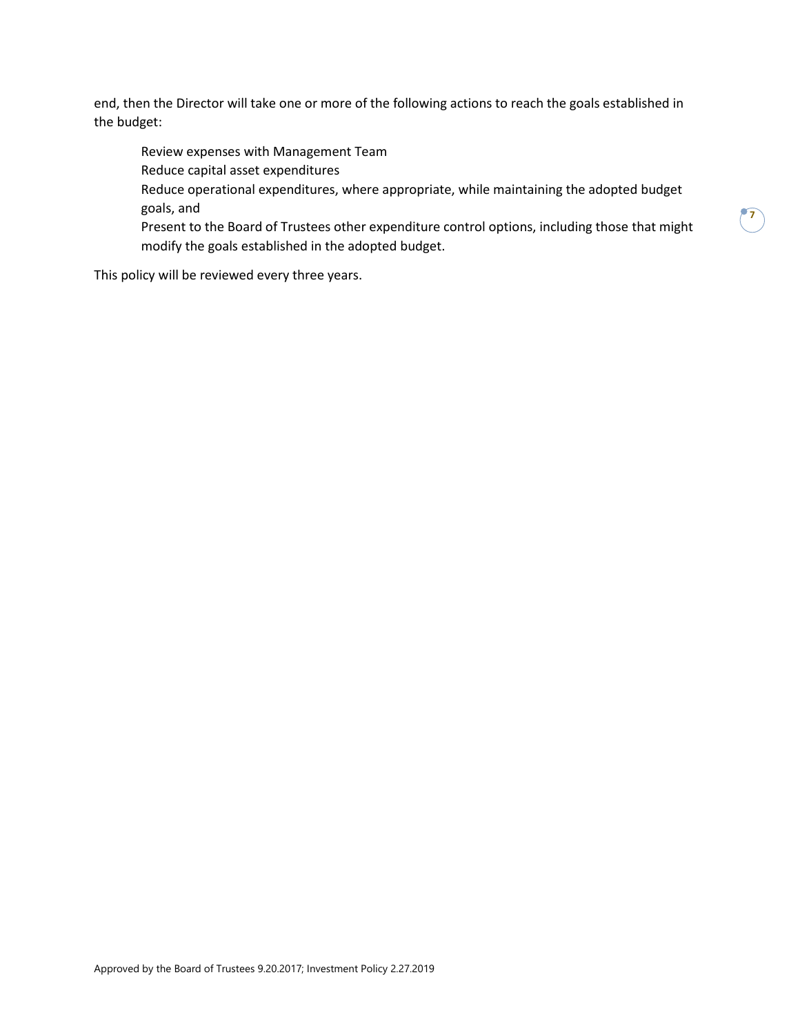end, then the Director will take one or more of the following actions to reach the goals established in the budget:

- Review expenses with Management Team
- Reduce capital asset expenditures
- Reduce operational expenditures, where appropriate, while maintaining the adopted budget goals, and
- Present to the Board of Trustees other expenditure control options, including those that might modify the goals established in the adopted budget.

This policy will be reviewed every three years.

Approved by the Board of Trustees 9.20.2017; Investment Policy 2.27.2019